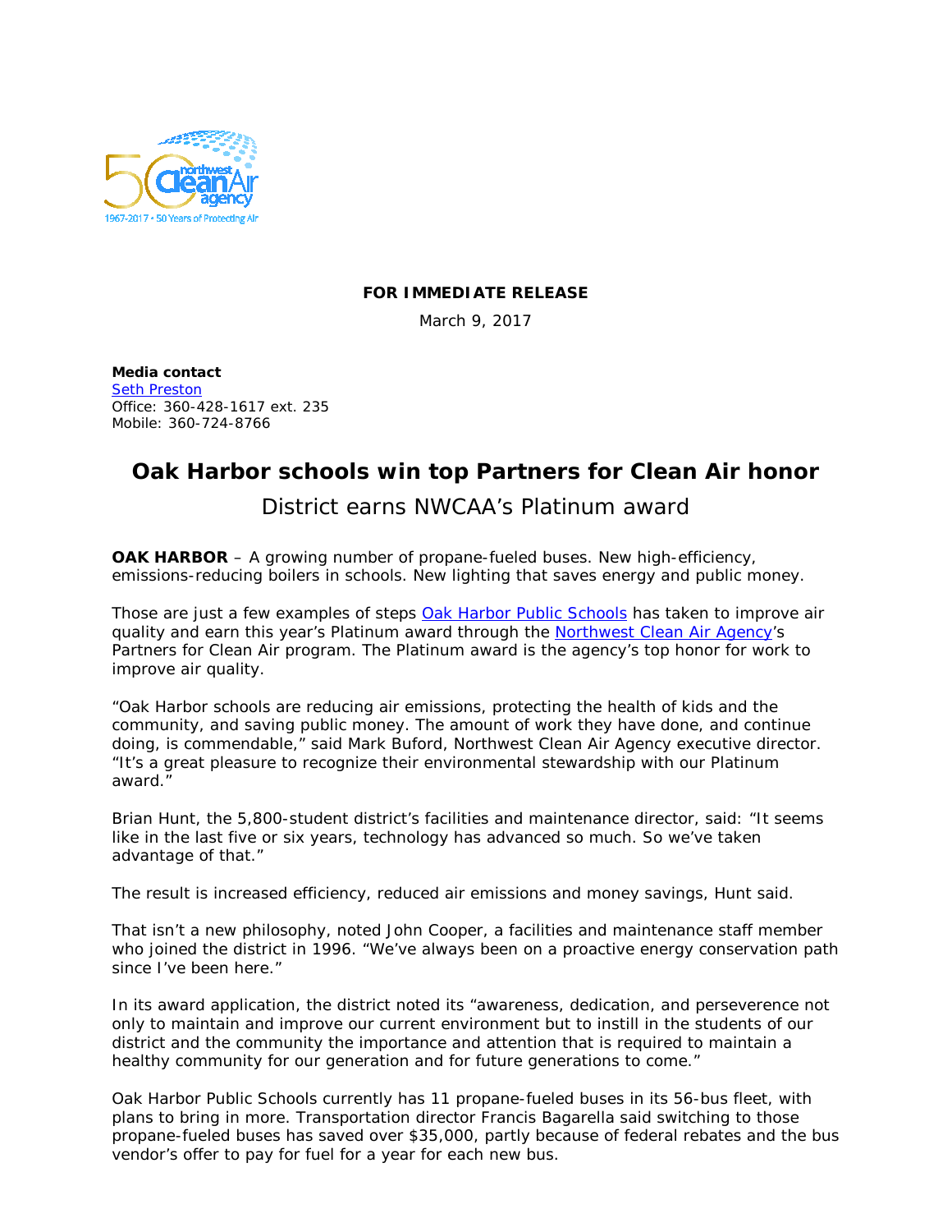**FOR IMMEDIATE RELEASE**

March 9, 2017

**Media contact**
Seth Preston
Office: 360-428-1617 ext. 235
Mobile: 360-724-8766

# Oak Harbor schools win top Partners for Clean Air honor

## District earns NWCAA's Platinum award

**OAK HARBOR** – A growing number of propane-fueled buses. New high-efficiency, emissions-reducing boilers in schools. New lighting that saves energy and public money.

Those are just a few examples of steps Oak Harbor Public Schools has taken to improve air quality and earn this year's Platinum award through the Northwest Clean Air Agency's Partners for Clean Air program. The Platinum award is the agency's top honor for work to improve air quality.

"Oak Harbor schools are reducing air emissions, protecting the health of kids and the community, and saving public money. The amount of work they have done, and continue doing, is commendable," said Mark Buford, Northwest Clean Air Agency executive director. "It's a great pleasure to recognize their environmental stewardship with our Platinum award."

Brian Hunt, the 5,800-student district's facilities and maintenance director, said: "It seems like in the last five or six years, technology has advanced so much. So we've taken advantage of that."

The result is increased efficiency, reduced air emissions and money savings, Hunt said.

That isn't a new philosophy, noted John Cooper, a facilities and maintenance staff member who joined the district in 1996. "We've always been on a proactive energy conservation path since I've been here."

In its award application, the district noted its "awareness, dedication, and perseverence not only to maintain and improve our current environment but to instill in the students of our district and the community the importance and attention that is required to maintain a healthy community for our generation and for future generations to come."

Oak Harbor Public Schools currently has 11 propane-fueled buses in its 56-bus fleet, with plans to bring in more. Transportation director Francis Bagarella said switching to those propane-fueled buses has saved over $35,000, partly because of federal rebates and the bus vendor's offer to pay for fuel for a year for each new bus.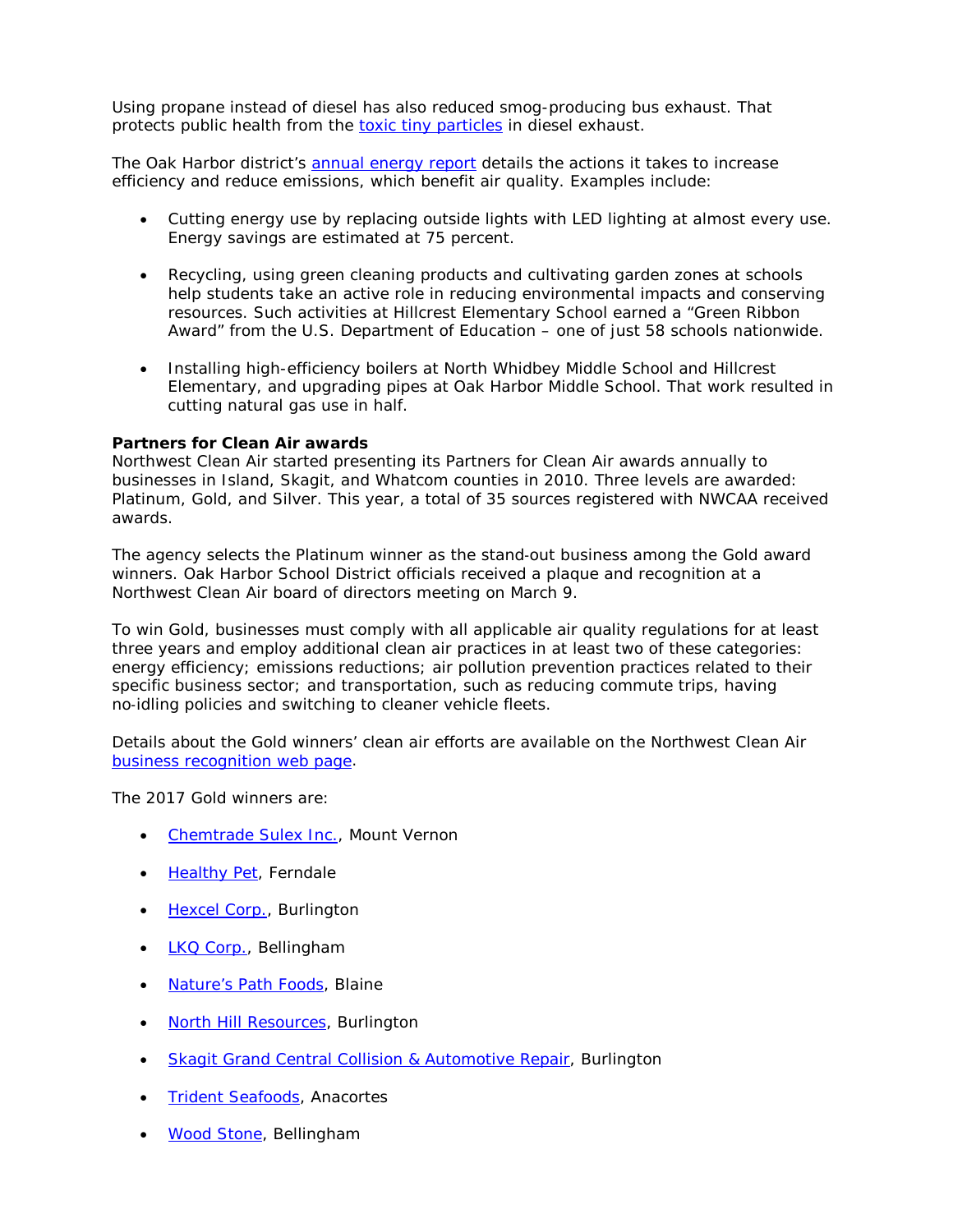Using propane instead of diesel has also reduced smog-producing bus exhaust. That protects public health from the toxic tiny particles in diesel exhaust.

The Oak Harbor district's annual energy report details the actions it takes to increase efficiency and reduce emissions, which benefit air quality. Examples include:

- Cutting energy use by replacing outside lights with LED lighting at almost every use. Energy savings are estimated at 75 percent.
- Recycling, using green cleaning products and cultivating garden zones at schools help students take an active role in reducing environmental impacts and conserving resources. Such activities at Hillcrest Elementary School earned a "Green Ribbon Award" from the U.S. Department of Education – one of just 58 schools nationwide.
- Installing high-efficiency boilers at North Whidbey Middle School and Hillcrest Elementary, and upgrading pipes at Oak Harbor Middle School. That work resulted in cutting natural gas use in half.

**Partners for Clean Air awards**

Northwest Clean Air started presenting its Partners for Clean Air awards annually to businesses in Island, Skagit, and Whatcom counties in 2010. Three levels are awarded: Platinum, Gold, and Silver. This year, a total of 35 sources registered with NWCAA received awards.

The agency selects the Platinum winner as the stand-out business among the Gold award winners. Oak Harbor School District officials received a plaque and recognition at a Northwest Clean Air board of directors meeting on March 9.

To win Gold, businesses must comply with all applicable air quality regulations for at least three years and employ additional clean air practices in at least two of these categories: energy efficiency; emissions reductions; air pollution prevention practices related to their specific business sector; and transportation, such as reducing commute trips, having no-idling policies and switching to cleaner vehicle fleets.

Details about the Gold winners' clean air efforts are available on the Northwest Clean Air business recognition web page.

The 2017 Gold winners are:

- Chemtrade Sulex Inc., Mount Vernon
- Healthy Pet, Ferndale
- Hexcel Corp., Burlington
- LKQ Corp., Bellingham
- Nature's Path Foods, Blaine
- North Hill Resources, Burlington
- Skagit Grand Central Collision & Automotive Repair, Burlington
- Trident Seafoods, Anacortes
- Wood Stone, Bellingham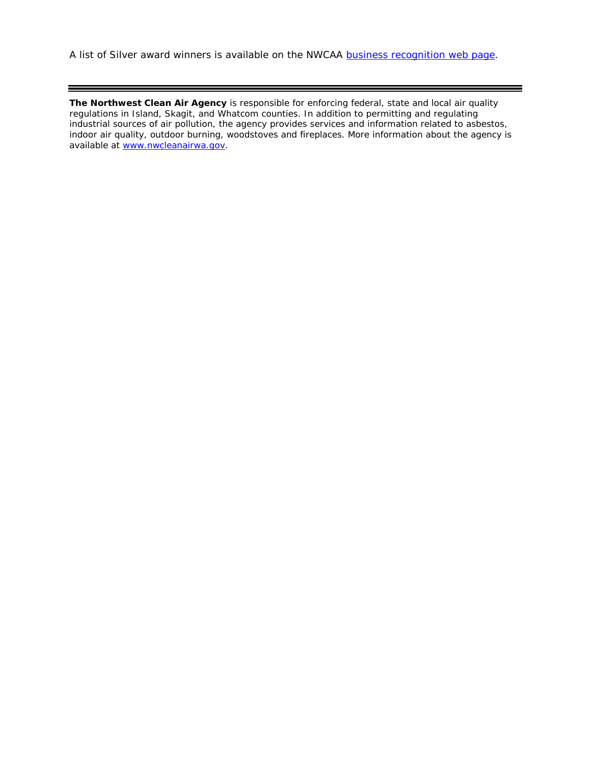A list of Silver award winners is available on the NWCAA business recognition web page.

---

**The Northwest Clean Air Agency** is responsible for enforcing federal, state and local air quality regulations in Island, Skagit, and Whatcom counties. In addition to permitting and regulating industrial sources of air pollution, the agency provides services and information related to asbestos, indoor air quality, outdoor burning, woodstoves and fireplaces. More information about the agency is available at www.nwcleanairwa.gov.